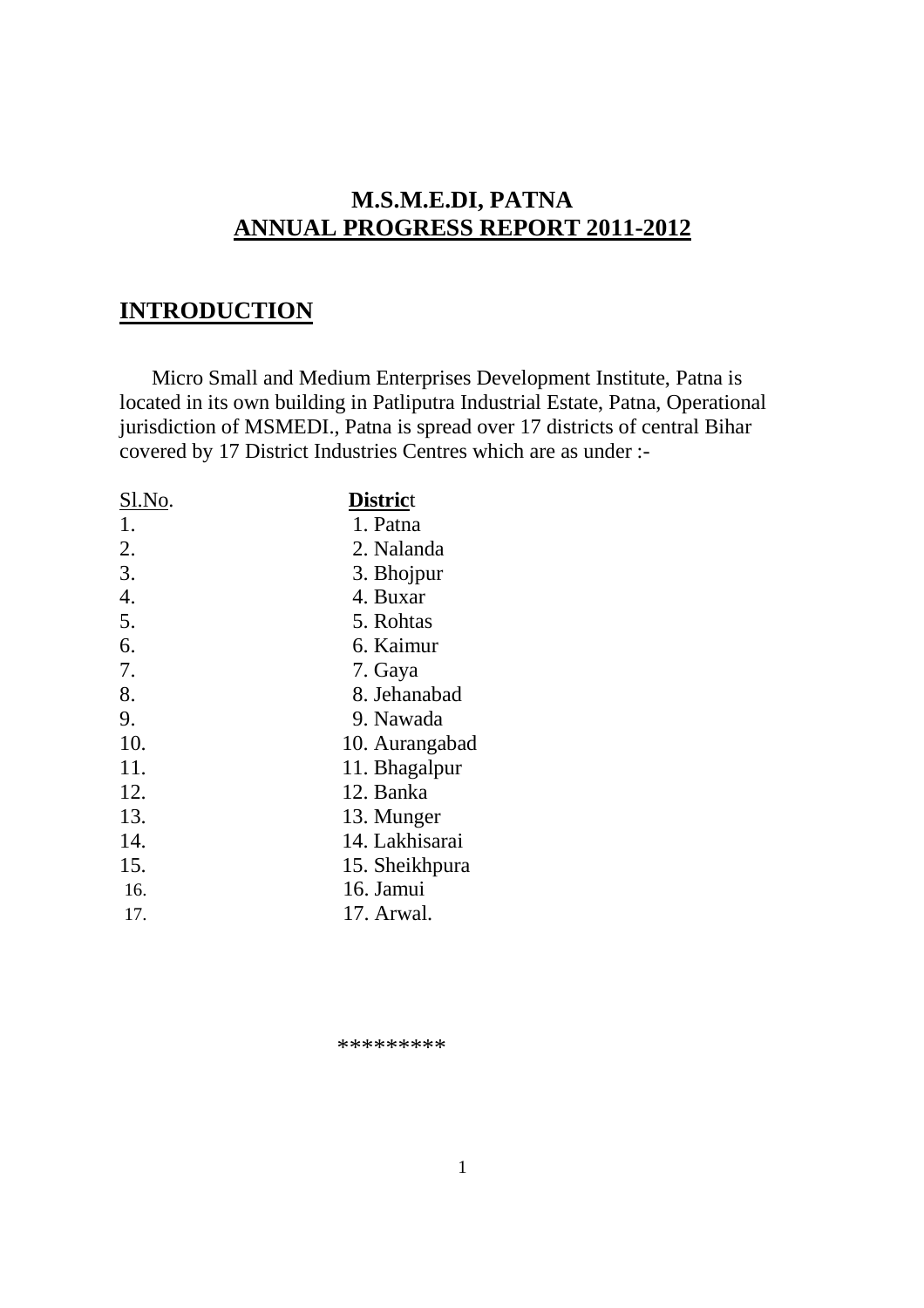# M.S.M.E.DI, PATNA
## ANNUAL PROGRESS REPORT 2011-2012

## INTRODUCTION

Micro Small and Medium Enterprises Development Institute, Patna is located in its own building in Patliputra Industrial Estate, Patna, Operational jurisdiction of MSMEDI., Patna is spread over 17 districts of central Bihar covered by 17 District Industries Centres which are as under :-

| Sl.No. | District |
|---|---|
| 1. | 1. Patna |
| 2. | 2. Nalanda |
| 3. | 3. Bhojpur |
| 4. | 4. Buxar |
| 5. | 5. Rohtas |
| 6. | 6. Kaimur |
| 7. | 7. Gaya |
| 8. | 8. Jehanabad |
| 9. | 9. Nawada |
| 10. | 10. Aurangabad |
| 11. | 11. Bhagalpur |
| 12. | 12. Banka |
| 13. | 13. Munger |
| 14. | 14. Lakhisarai |
| 15. | 15. Sheikhpura |
| 16. | 16. Jamui |
| 17. | 17. Arwal. |

*********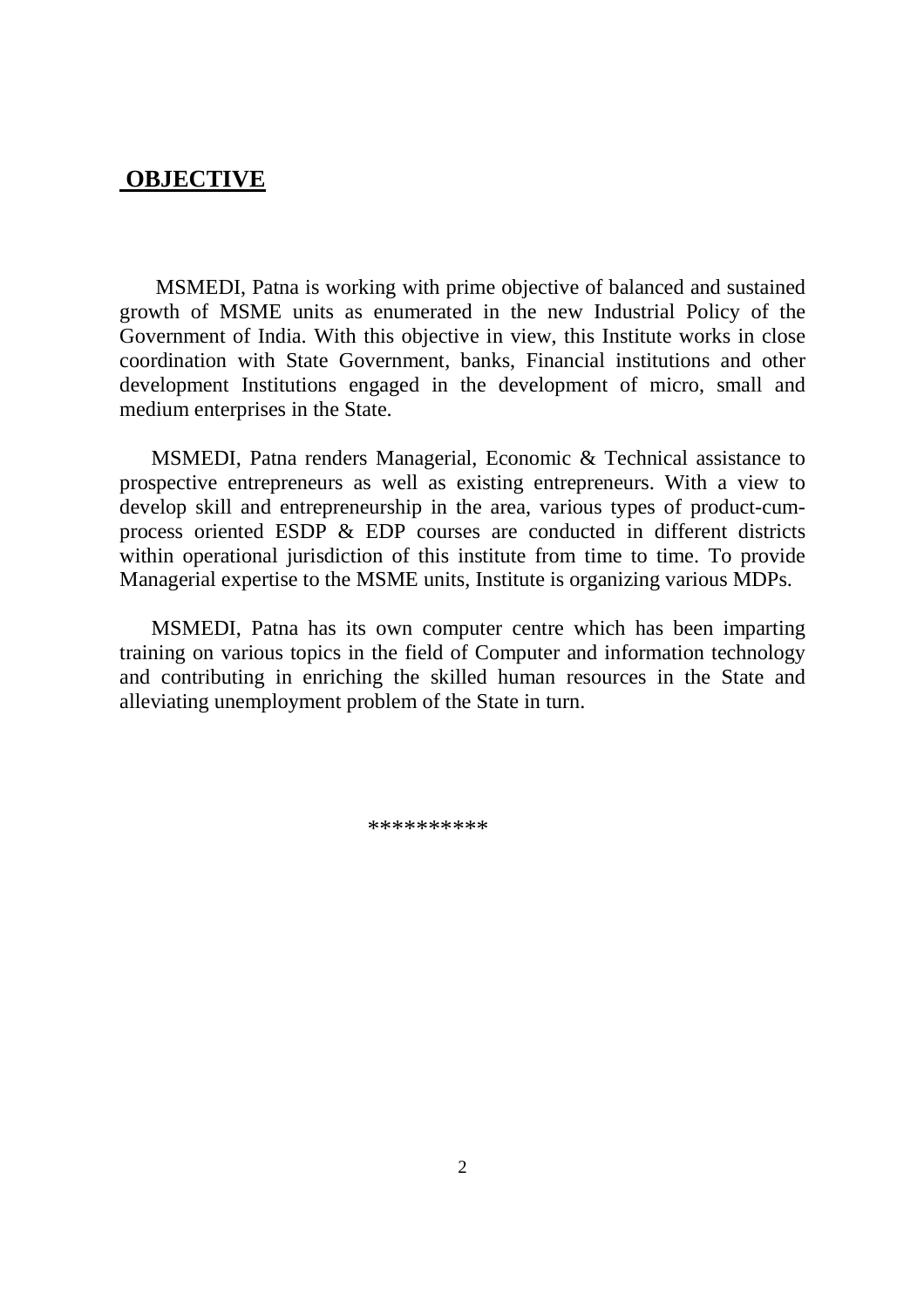## OBJECTIVE

MSMEDI, Patna is working with prime objective of balanced and sustained growth of MSME units as enumerated in the new Industrial Policy of the Government of India. With this objective in view, this Institute works in close coordination with State Government, banks, Financial institutions and other development Institutions engaged in the development of micro, small and medium enterprises in the State.

MSMEDI, Patna renders Managerial, Economic & Technical assistance to prospective entrepreneurs as well as existing entrepreneurs. With a view to develop skill and entrepreneurship in the area, various types of product-cum-process oriented ESDP & EDP courses are conducted in different districts within operational jurisdiction of this institute from time to time. To provide Managerial expertise to the MSME units, Institute is organizing various MDPs.

MSMEDI, Patna has its own computer centre which has been imparting training on various topics in the field of Computer and information technology and contributing in enriching the skilled human resources in the State and alleviating unemployment problem of the State in turn.

**********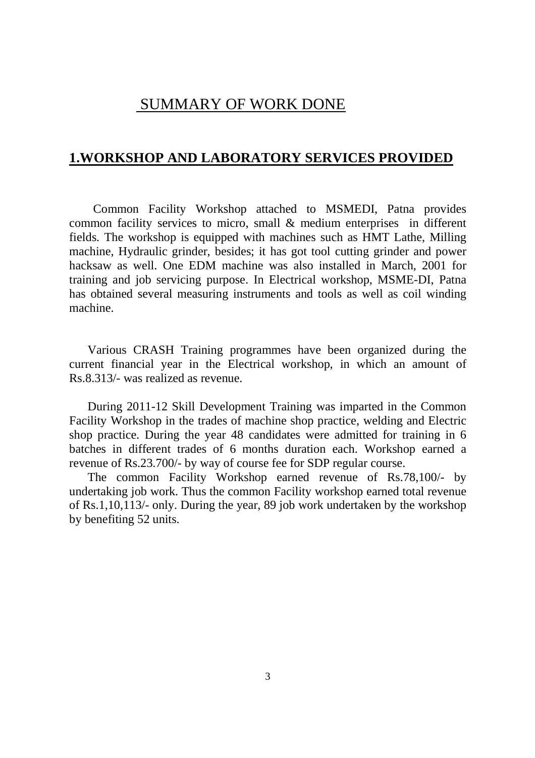# SUMMARY OF WORK DONE

## 1.WORKSHOP AND LABORATORY SERVICES PROVIDED

Common Facility Workshop attached to MSMEDI, Patna provides common facility services to micro, small & medium enterprises in different fields. The workshop is equipped with machines such as HMT Lathe, Milling machine, Hydraulic grinder, besides; it has got tool cutting grinder and power hacksaw as well. One EDM machine was also installed in March, 2001 for training and job servicing purpose. In Electrical workshop, MSME-DI, Patna has obtained several measuring instruments and tools as well as coil winding machine.

Various CRASH Training programmes have been organized during the current financial year in the Electrical workshop, in which an amount of Rs.8.313/- was realized as revenue.

During 2011-12 Skill Development Training was imparted in the Common Facility Workshop in the trades of machine shop practice, welding and Electric shop practice. During the year 48 candidates were admitted for training in 6 batches in different trades of 6 months duration each. Workshop earned a revenue of Rs.23.700/- by way of course fee for SDP regular course.

The common Facility Workshop earned revenue of Rs.78,100/- by undertaking job work. Thus the common Facility workshop earned total revenue of Rs.1,10,113/- only. During the year, 89 job work undertaken by the workshop by benefiting 52 units.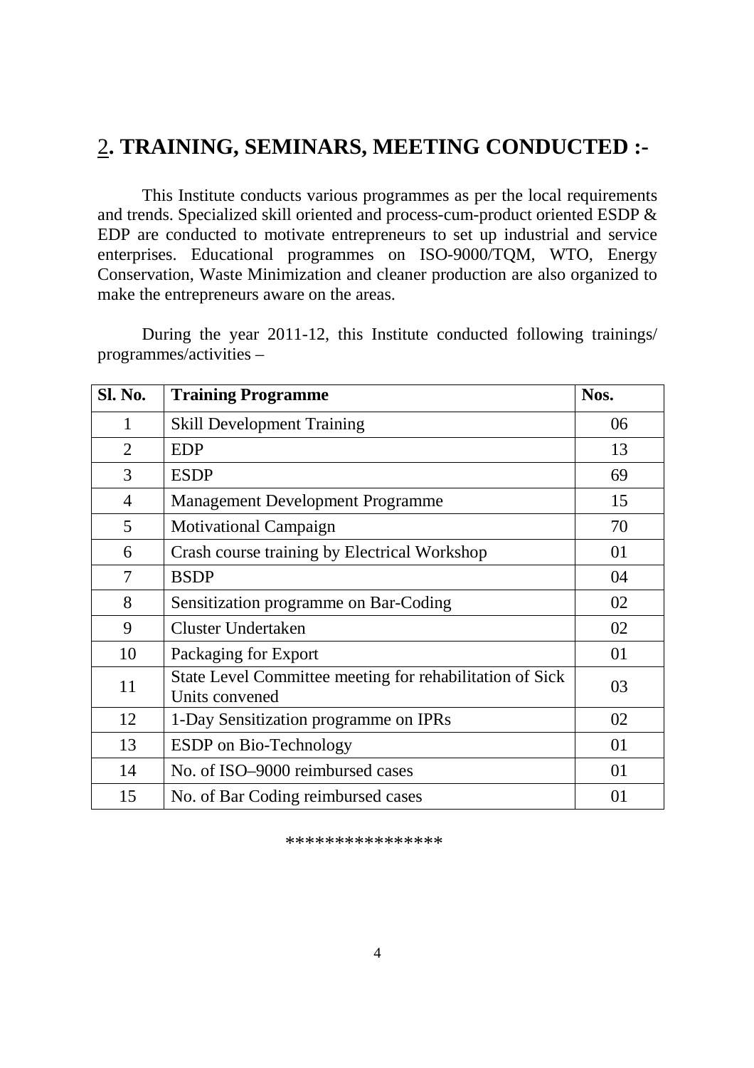## 2. TRAINING, SEMINARS, MEETING CONDUCTED :-

This Institute conducts various programmes as per the local requirements and trends. Specialized skill oriented and process-cum-product oriented ESDP & EDP are conducted to motivate entrepreneurs to set up industrial and service enterprises. Educational programmes on ISO-9000/TQM, WTO, Energy Conservation, Waste Minimization and cleaner production are also organized to make the entrepreneurs aware on the areas.

During the year 2011-12, this Institute conducted following trainings/ programmes/activities –

| Sl. No. | Training Programme | Nos. |
|---|---|---|
| 1 | Skill Development Training | 06 |
| 2 | EDP | 13 |
| 3 | ESDP | 69 |
| 4 | Management Development Programme | 15 |
| 5 | Motivational Campaign | 70 |
| 6 | Crash course training by Electrical Workshop | 01 |
| 7 | BSDP | 04 |
| 8 | Sensitization programme on Bar-Coding | 02 |
| 9 | Cluster Undertaken | 02 |
| 10 | Packaging for Export | 01 |
| 11 | State Level Committee meeting for rehabilitation of Sick Units convened | 03 |
| 12 | 1-Day Sensitization programme on IPRs | 02 |
| 13 | ESDP on Bio-Technology | 01 |
| 14 | No. of ISO–9000 reimbursed cases | 01 |
| 15 | No. of Bar Coding reimbursed cases | 01 |

\*\*\*\*\*\*\*\*\*\*\*\*\*\*\*\*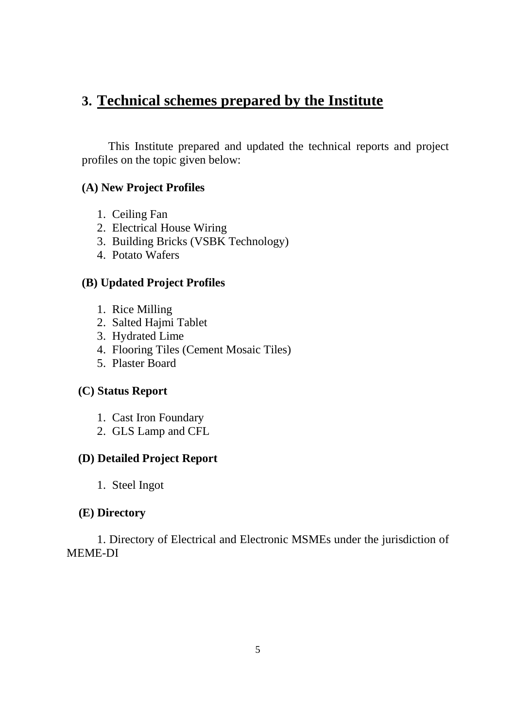## 3. Technical schemes prepared by the Institute

This Institute prepared and updated the technical reports and project profiles on the topic given below:

**(A) New Project Profiles**

1. Ceiling Fan
2. Electrical House Wiring
3. Building Bricks (VSBK Technology)
4. Potato Wafers

**(B) Updated Project Profiles**

1. Rice Milling
2. Salted Hajmi Tablet
3. Hydrated Lime
4. Flooring Tiles (Cement Mosaic Tiles)
5. Plaster Board

**(C) Status Report**

1. Cast Iron Foundary
2. GLS Lamp and CFL

**(D) Detailed Project Report**

1. Steel Ingot

**(E) Directory**

1. Directory of Electrical and Electronic MSMEs under the jurisdiction of MEME-DI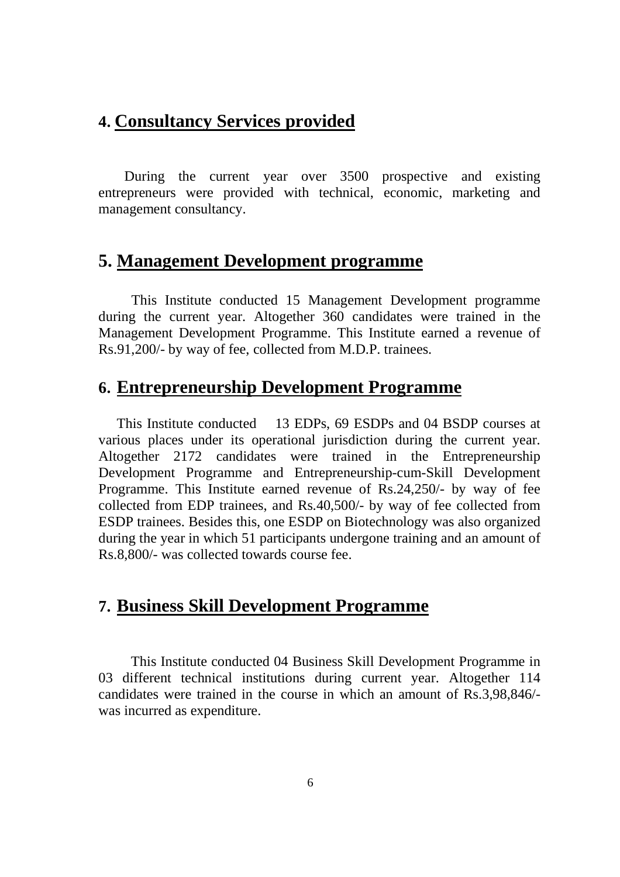## 4. Consultancy Services provided

During the current year over 3500 prospective and existing entrepreneurs were provided with technical, economic, marketing and management consultancy.

## 5. Management Development programme

This Institute conducted 15 Management Development programme during the current year. Altogether 360 candidates were trained in the Management Development Programme. This Institute earned a revenue of Rs.91,200/- by way of fee, collected from M.D.P. trainees.

## 6. Entrepreneurship Development Programme

This Institute conducted 13 EDPs, 69 ESDPs and 04 BSDP courses at various places under its operational jurisdiction during the current year. Altogether 2172 candidates were trained in the Entrepreneurship Development Programme and Entrepreneurship-cum-Skill Development Programme. This Institute earned revenue of Rs.24,250/- by way of fee collected from EDP trainees, and Rs.40,500/- by way of fee collected from ESDP trainees. Besides this, one ESDP on Biotechnology was also organized during the year in which 51 participants undergone training and an amount of Rs.8,800/- was collected towards course fee.

## 7. Business Skill Development Programme

This Institute conducted 04 Business Skill Development Programme in 03 different technical institutions during current year. Altogether 114 candidates were trained in the course in which an amount of Rs.3,98,846/- was incurred as expenditure.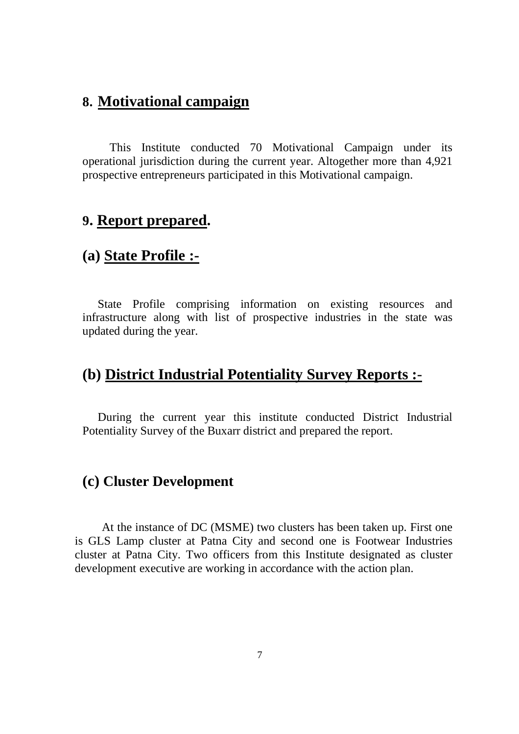## 8. Motivational campaign

This Institute conducted 70 Motivational Campaign under its operational jurisdiction during the current year. Altogether more than 4,921 prospective entrepreneurs participated in this Motivational campaign.

## 9. Report prepared.

### (a) State Profile :-

State Profile comprising information on existing resources and infrastructure along with list of prospective industries in the state was updated during the year.

### (b) District Industrial Potentiality Survey Reports :-

During the current year this institute conducted District Industrial Potentiality Survey of the Buxarr district and prepared the report.

### (c) Cluster Development

At the instance of DC (MSME) two clusters has been taken up. First one is GLS Lamp cluster at Patna City and second one is Footwear Industries cluster at Patna City. Two officers from this Institute designated as cluster development executive are working in accordance with the action plan.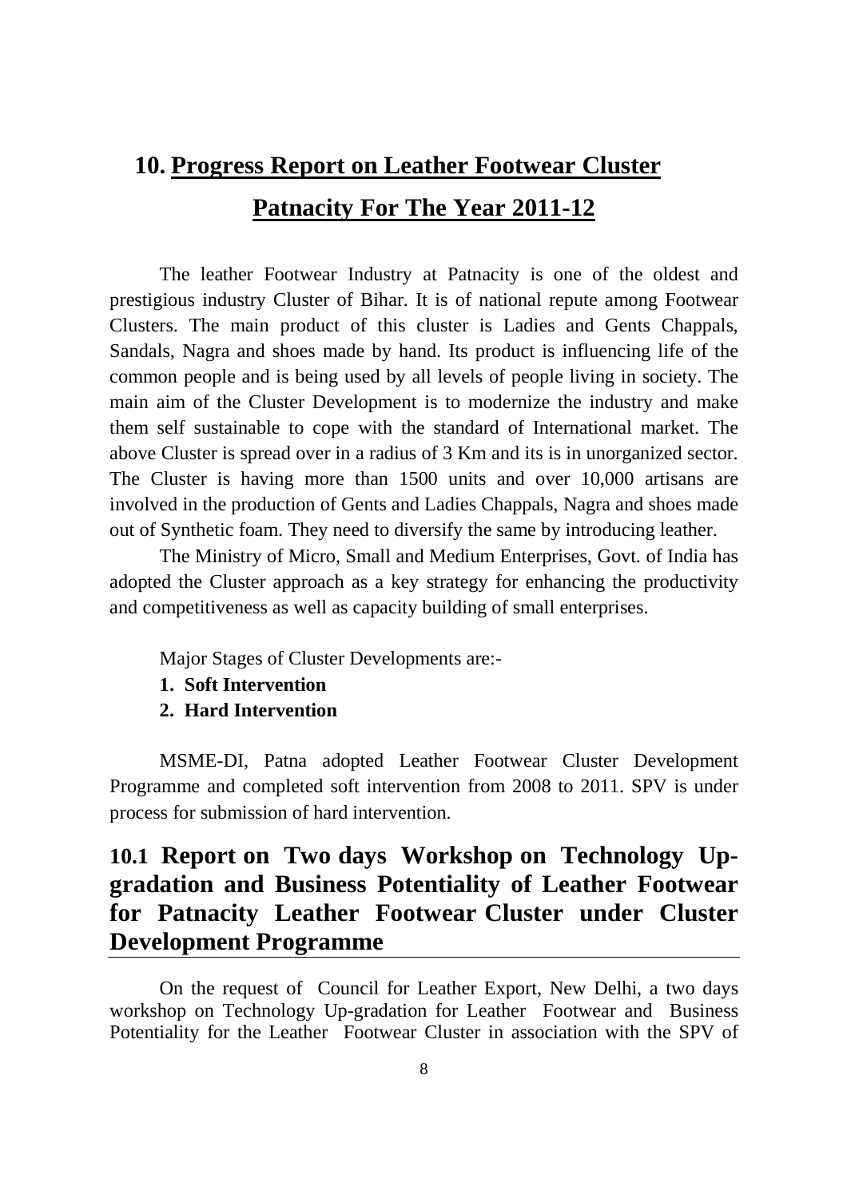# 10. Progress Report on Leather Footwear Cluster Patnacity For The Year 2011-12

The leather Footwear Industry at Patnacity is one of the oldest and prestigious industry Cluster of Bihar. It is of national repute among Footwear Clusters. The main product of this cluster is Ladies and Gents Chappals, Sandals, Nagra and shoes made by hand. Its product is influencing life of the common people and is being used by all levels of people living in society. The main aim of the Cluster Development is to modernize the industry and make them self sustainable to cope with the standard of International market. The above Cluster is spread over in a radius of 3 Km and its is in unorganized sector. The Cluster is having more than 1500 units and over 10,000 artisans are involved in the production of Gents and Ladies Chappals, Nagra and shoes made out of Synthetic foam. They need to diversify the same by introducing leather.

The Ministry of Micro, Small and Medium Enterprises, Govt. of India has adopted the Cluster approach as a key strategy for enhancing the productivity and competitiveness as well as capacity building of small enterprises.

Major Stages of Cluster Developments are:-

1. **Soft Intervention**
2. **Hard Intervention**

MSME-DI, Patna adopted Leather Footwear Cluster Development Programme and completed soft intervention from 2008 to 2011. SPV is under process for submission of hard intervention.

## 10.1 Report on Two days Workshop on Technology Up-gradation and Business Potentiality of Leather Footwear for Patnacity Leather Footwear Cluster under Cluster Development Programme

On the request of Council for Leather Export, New Delhi, a two days workshop on Technology Up-gradation for Leather Footwear and Business Potentiality for the Leather Footwear Cluster in association with the SPV of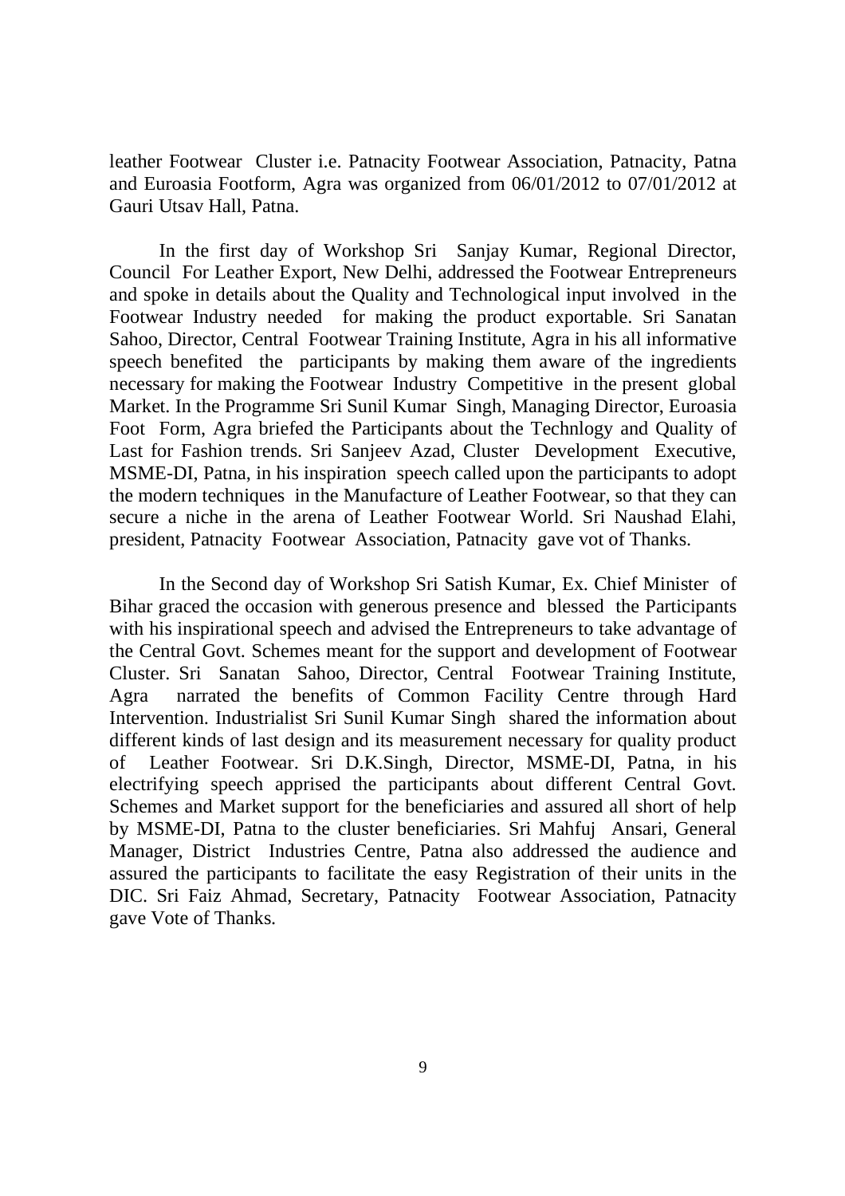leather Footwear Cluster i.e. Patnacity Footwear Association, Patnacity, Patna and Euroasia Footform, Agra was organized from 06/01/2012 to 07/01/2012 at Gauri Utsav Hall, Patna.

In the first day of Workshop Sri Sanjay Kumar, Regional Director, Council For Leather Export, New Delhi, addressed the Footwear Entrepreneurs and spoke in details about the Quality and Technological input involved in the Footwear Industry needed for making the product exportable. Sri Sanatan Sahoo, Director, Central Footwear Training Institute, Agra in his all informative speech benefited the participants by making them aware of the ingredients necessary for making the Footwear Industry Competitive in the present global Market. In the Programme Sri Sunil Kumar Singh, Managing Director, Euroasia Foot Form, Agra briefed the Participants about the Technlogy and Quality of Last for Fashion trends. Sri Sanjeev Azad, Cluster Development Executive, MSME-DI, Patna, in his inspiration speech called upon the participants to adopt the modern techniques in the Manufacture of Leather Footwear, so that they can secure a niche in the arena of Leather Footwear World. Sri Naushad Elahi, president, Patnacity Footwear Association, Patnacity gave vot of Thanks.

In the Second day of Workshop Sri Satish Kumar, Ex. Chief Minister of Bihar graced the occasion with generous presence and blessed the Participants with his inspirational speech and advised the Entrepreneurs to take advantage of the Central Govt. Schemes meant for the support and development of Footwear Cluster. Sri Sanatan Sahoo, Director, Central Footwear Training Institute, Agra narrated the benefits of Common Facility Centre through Hard Intervention. Industrialist Sri Sunil Kumar Singh shared the information about different kinds of last design and its measurement necessary for quality product of Leather Footwear. Sri D.K.Singh, Director, MSME-DI, Patna, in his electrifying speech apprised the participants about different Central Govt. Schemes and Market support for the beneficiaries and assured all short of help by MSME-DI, Patna to the cluster beneficiaries. Sri Mahfuj Ansari, General Manager, District Industries Centre, Patna also addressed the audience and assured the participants to facilitate the easy Registration of their units in the DIC. Sri Faiz Ahmad, Secretary, Patnacity Footwear Association, Patnacity gave Vote of Thanks.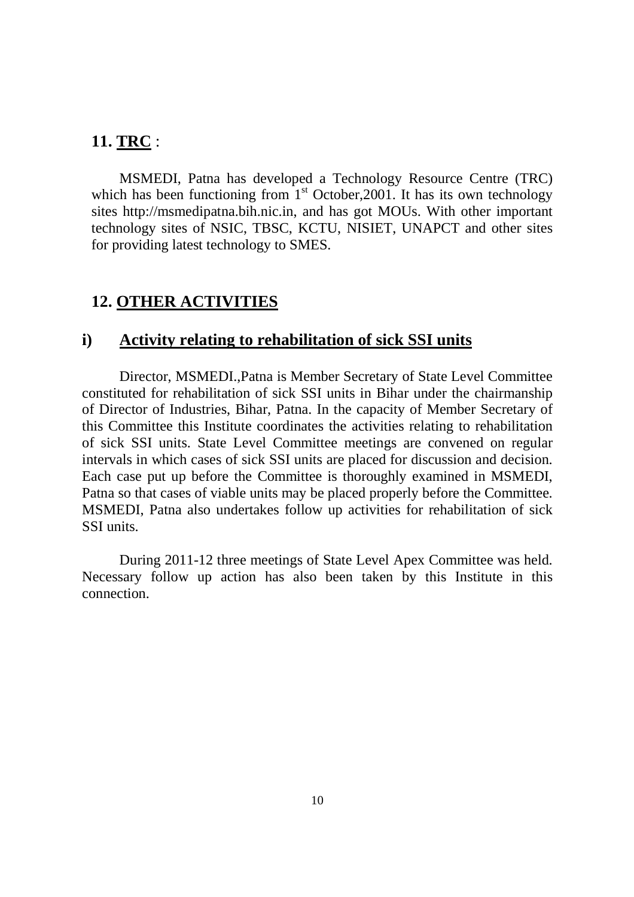## 11. **TRC** :

MSMEDI, Patna has developed a Technology Resource Centre (TRC) which has been functioning from 1st October,2001. It has its own technology sites http://msmedipatna.bih.nic.in, and has got MOUs. With other important technology sites of NSIC, TBSC, KCTU, NISIET, UNAPCT and other sites for providing latest technology to SMES.

## 12. **OTHER ACTIVITIES**

### i) **Activity relating to rehabilitation of sick SSI units**

Director, MSMEDI.,Patna is Member Secretary of State Level Committee constituted for rehabilitation of sick SSI units in Bihar under the chairmanship of Director of Industries, Bihar, Patna. In the capacity of Member Secretary of this Committee this Institute coordinates the activities relating to rehabilitation of sick SSI units. State Level Committee meetings are convened on regular intervals in which cases of sick SSI units are placed for discussion and decision. Each case put up before the Committee is thoroughly examined in MSMEDI, Patna so that cases of viable units may be placed properly before the Committee. MSMEDI, Patna also undertakes follow up activities for rehabilitation of sick SSI units.

During 2011-12 three meetings of State Level Apex Committee was held. Necessary follow up action has also been taken by this Institute in this connection.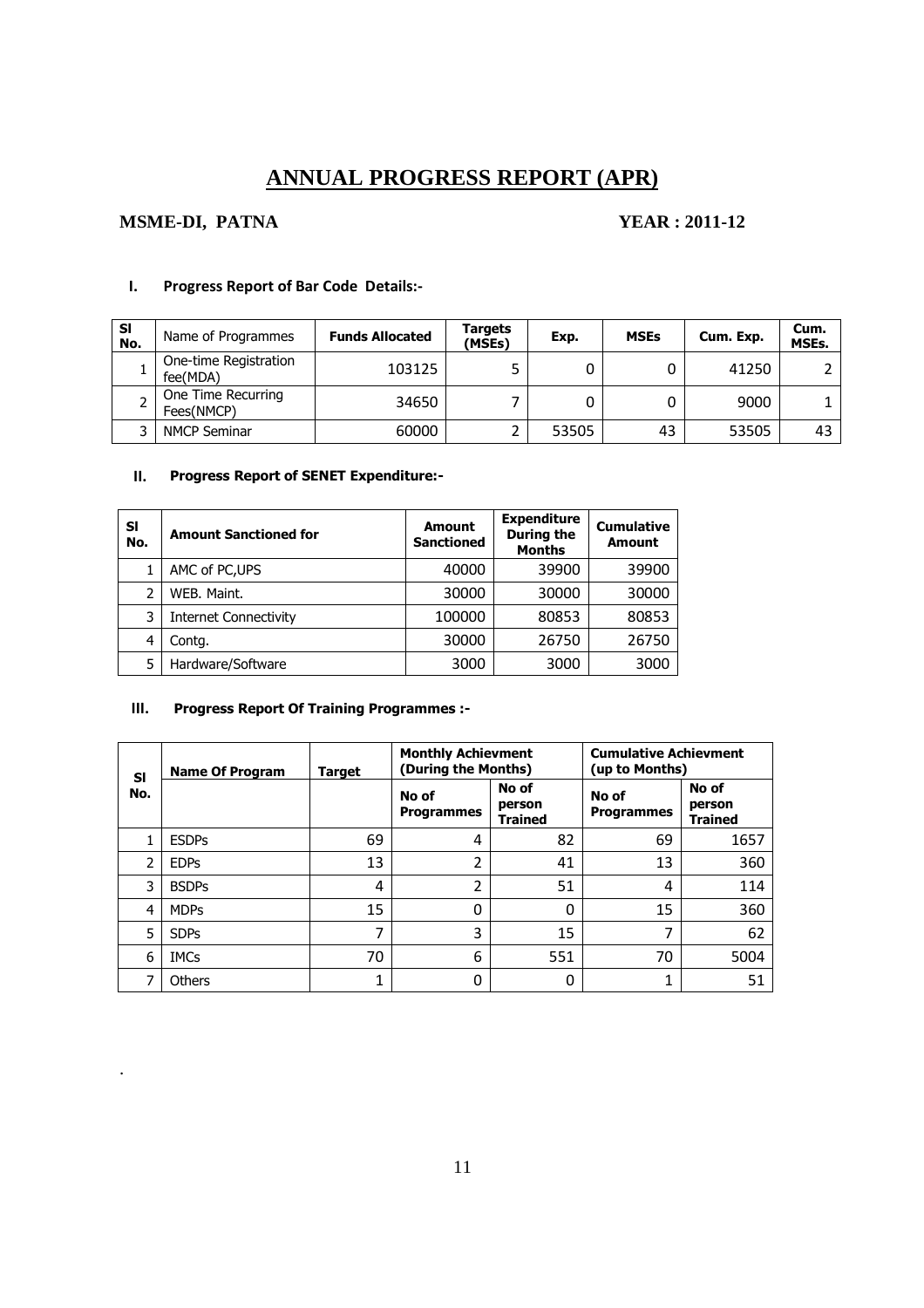# ANNUAL PROGRESS REPORT (APR)

**MSME-DI, PATNA** **YEAR : 2011-12**

## I. Progress Report of Bar Code Details:-

| Sl No. | Name of Programmes | Funds Allocated | Targets (MSEs) | Exp. | MSEs | Cum. Exp. | Cum. MSEs. |
|---|---|---|---|---|---|---|---|
| 1 | One-time Registration fee(MDA) | 103125 | 5 | 0 | 0 | 41250 | 2 |
| 2 | One Time Recurring Fees(NMCP) | 34650 | 7 | 0 | 0 | 9000 | 1 |
| 3 | NMCP Seminar | 60000 | 2 | 53505 | 43 | 53505 | 43 |

## II. Progress Report of SENET Expenditure:-

| Sl No. | Amount Sanctioned for | Amount Sanctioned | Expenditure During the Months | Cumulative Amount |
|---|---|---|---|---|
| 1 | AMC of PC,UPS | 40000 | 39900 | 39900 |
| 2 | WEB. Maint. | 30000 | 30000 | 30000 |
| 3 | Internet Connectivity | 100000 | 80853 | 80853 |
| 4 | Contg. | 30000 | 26750 | 26750 |
| 5 | Hardware/Software | 3000 | 3000 | 3000 |

## III. Progress Report Of Training Programmes :-

| Sl No. | Name Of Program | Target | Monthly Achievment (During the Months) | | Cumulative Achievment (up to Months) | |
|---|---|---|---|---|---|---|
| | | | No of Programmes | No of person Trained | No of Programmes | No of person Trained |
| 1 | ESDPs | 69 | 4 | 82 | 69 | 1657 |
| 2 | EDPs | 13 | 2 | 41 | 13 | 360 |
| 3 | BSDPs | 4 | 2 | 51 | 4 | 114 |
| 4 | MDPs | 15 | 0 | 0 | 15 | 360 |
| 5 | SDPs | 7 | 3 | 15 | 7 | 62 |
| 6 | IMCs | 70 | 6 | 551 | 70 | 5004 |
| 7 | Others | 1 | 0 | 0 | 1 | 51 |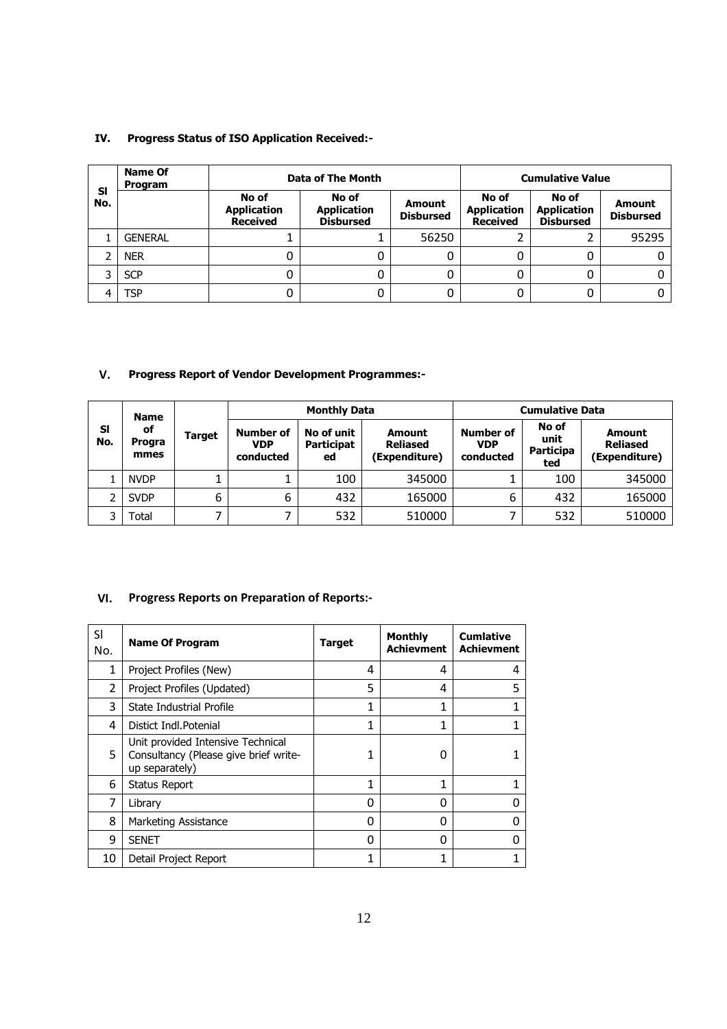### IV. Progress Status of ISO Application Received:-

| Sl No. | Name Of Program | Data of The Month | | | Cumulative Value | | |
|---|---|---|---|---|---|---|---|
| | | No of Application Received | No of Application Disbursed | Amount Disbursed | No of Application Received | No of Application Disbursed | Amount Disbursed |
| 1 | GENERAL | 1 | 1 | 56250 | 2 | 2 | 95295 |
| 2 | NER | 0 | 0 | 0 | 0 | 0 | 0 |
| 3 | SCP | 0 | 0 | 0 | 0 | 0 | 0 |
| 4 | TSP | 0 | 0 | 0 | 0 | 0 | 0 |

### V. Progress Report of Vendor Development Programmes:-

| Sl No. | Name of Programmes | Target | Monthly Data | | | Cumulative Data | | |
|---|---|---|---|---|---|---|---|---|
| | | | Number of VDP conducted | No of unit Participated | Amount Reliased (Expenditure) | Number of VDP conducted | No of unit Participated | Amount Reliased (Expenditure) |
| 1 | NVDP | 1 | 1 | 100 | 345000 | 1 | 100 | 345000 |
| 2 | SVDP | 6 | 6 | 432 | 165000 | 6 | 432 | 165000 |
| 3 | Total | 7 | 7 | 532 | 510000 | 7 | 532 | 510000 |

### VI. Progress Reports on Preparation of Reports:-

| Sl No. | Name Of Program | Target | Monthly Achievment | Cumlative Achievment |
|---|---|---|---|---|
| 1 | Project Profiles (New) | 4 | 4 | 4 |
| 2 | Project Profiles (Updated) | 5 | 4 | 5 |
| 3 | State Industrial Profile | 1 | 1 | 1 |
| 4 | Distict Indl.Potenial | 1 | 1 | 1 |
| 5 | Unit provided Intensive Technical Consultancy (Please give brief write-up separately) | 1 | 0 | 1 |
| 6 | Status Report | 1 | 1 | 1 |
| 7 | Library | 0 | 0 | 0 |
| 8 | Marketing Assistance | 0 | 0 | 0 |
| 9 | SENET | 0 | 0 | 0 |
| 10 | Detail Project Report | 1 | 1 | 1 |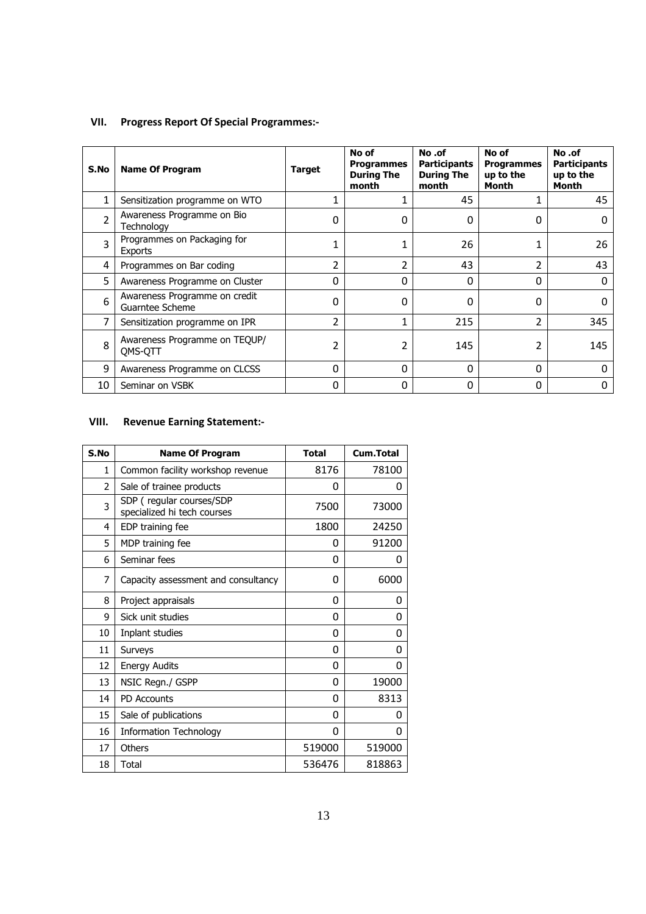## VII. Progress Report Of Special Programmes:-

| S.No | Name Of Program | Target | No of Programmes During The month | No .of Participants During The month | No of Programmes up to the Month | No .of Participants up to the Month |
|---|---|---|---|---|---|---|
| 1 | Sensitization programme on WTO | 1 | 1 | 45 | 1 | 45 |
| 2 | Awareness Programme on Bio Technology | 0 | 0 | 0 | 0 | 0 |
| 3 | Programmes on Packaging for Exports | 1 | 1 | 26 | 1 | 26 |
| 4 | Programmes on Bar coding | 2 | 2 | 43 | 2 | 43 |
| 5 | Awareness Programme on Cluster | 0 | 0 | 0 | 0 | 0 |
| 6 | Awareness Programme on credit Guarntee Scheme | 0 | 0 | 0 | 0 | 0 |
| 7 | Sensitization programme on IPR | 2 | 1 | 215 | 2 | 345 |
| 8 | Awareness Programme on TEQUP/ QMS-QTT | 2 | 2 | 145 | 2 | 145 |
| 9 | Awareness Programme on CLCSS | 0 | 0 | 0 | 0 | 0 |
| 10 | Seminar on VSBK | 0 | 0 | 0 | 0 | 0 |

## VIII. Revenue Earning Statement:-

| S.No | Name Of Program | Total | Cum.Total |
|---|---|---|---|
| 1 | Common facility workshop revenue | 8176 | 78100 |
| 2 | Sale of trainee products | 0 | 0 |
| 3 | SDP ( regular courses/SDP specialized hi tech courses | 7500 | 73000 |
| 4 | EDP training fee | 1800 | 24250 |
| 5 | MDP training fee | 0 | 91200 |
| 6 | Seminar fees | 0 | 0 |
| 7 | Capacity assessment and consultancy | 0 | 6000 |
| 8 | Project appraisals | 0 | 0 |
| 9 | Sick unit studies | 0 | 0 |
| 10 | Inplant studies | 0 | 0 |
| 11 | Surveys | 0 | 0 |
| 12 | Energy Audits | 0 | 0 |
| 13 | NSIC Regn./ GSPP | 0 | 19000 |
| 14 | PD Accounts | 0 | 8313 |
| 15 | Sale of publications | 0 | 0 |
| 16 | Information Technology | 0 | 0 |
| 17 | Others | 519000 | 519000 |
| 18 | Total | 536476 | 818863 |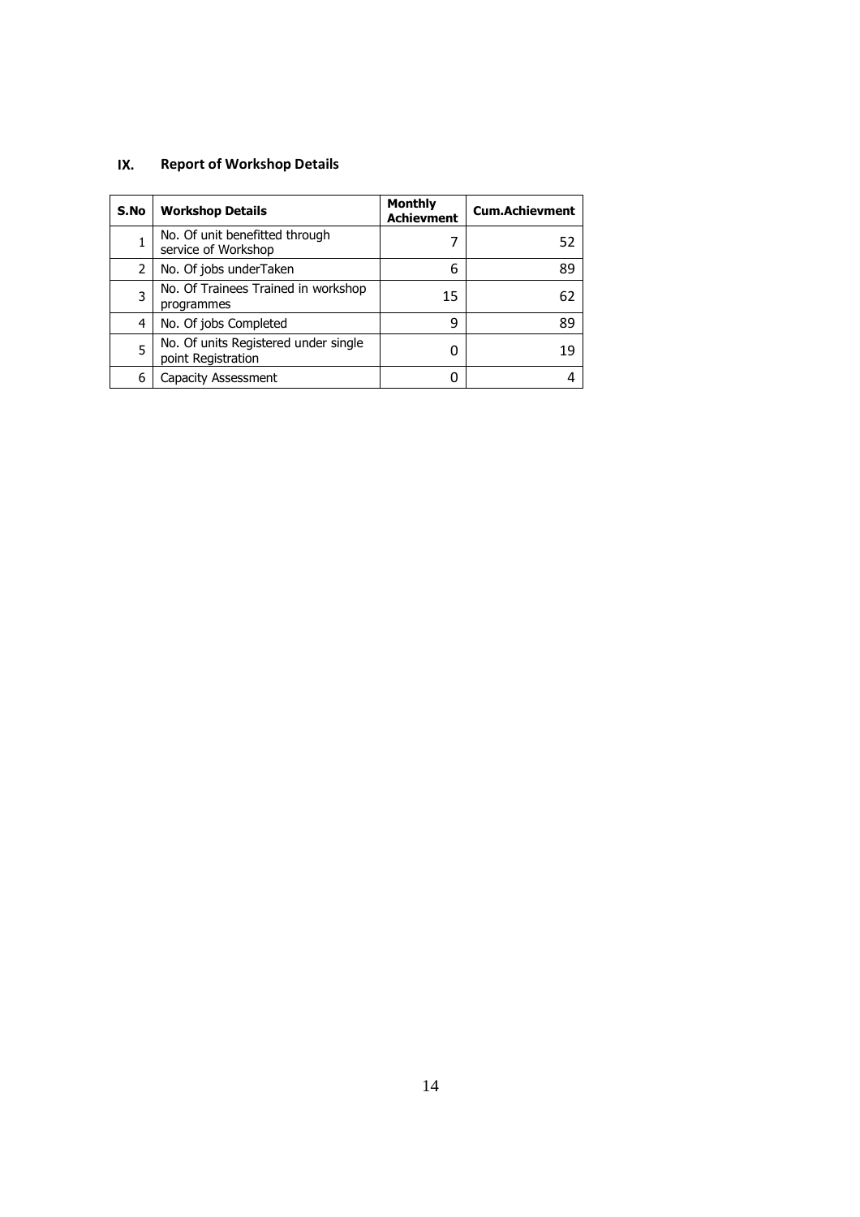## IX. Report of Workshop Details

| S.No | Workshop Details | Monthly Achievment | Cum.Achievment |
|---|---|---|---|
| 1 | No. Of unit benefitted through service of Workshop | 7 | 52 |
| 2 | No. Of jobs underTaken | 6 | 89 |
| 3 | No. Of Trainees Trained in workshop programmes | 15 | 62 |
| 4 | No. Of jobs Completed | 9 | 89 |
| 5 | No. Of units Registered under single point Registration | 0 | 19 |
| 6 | Capacity Assessment | 0 | 4 |